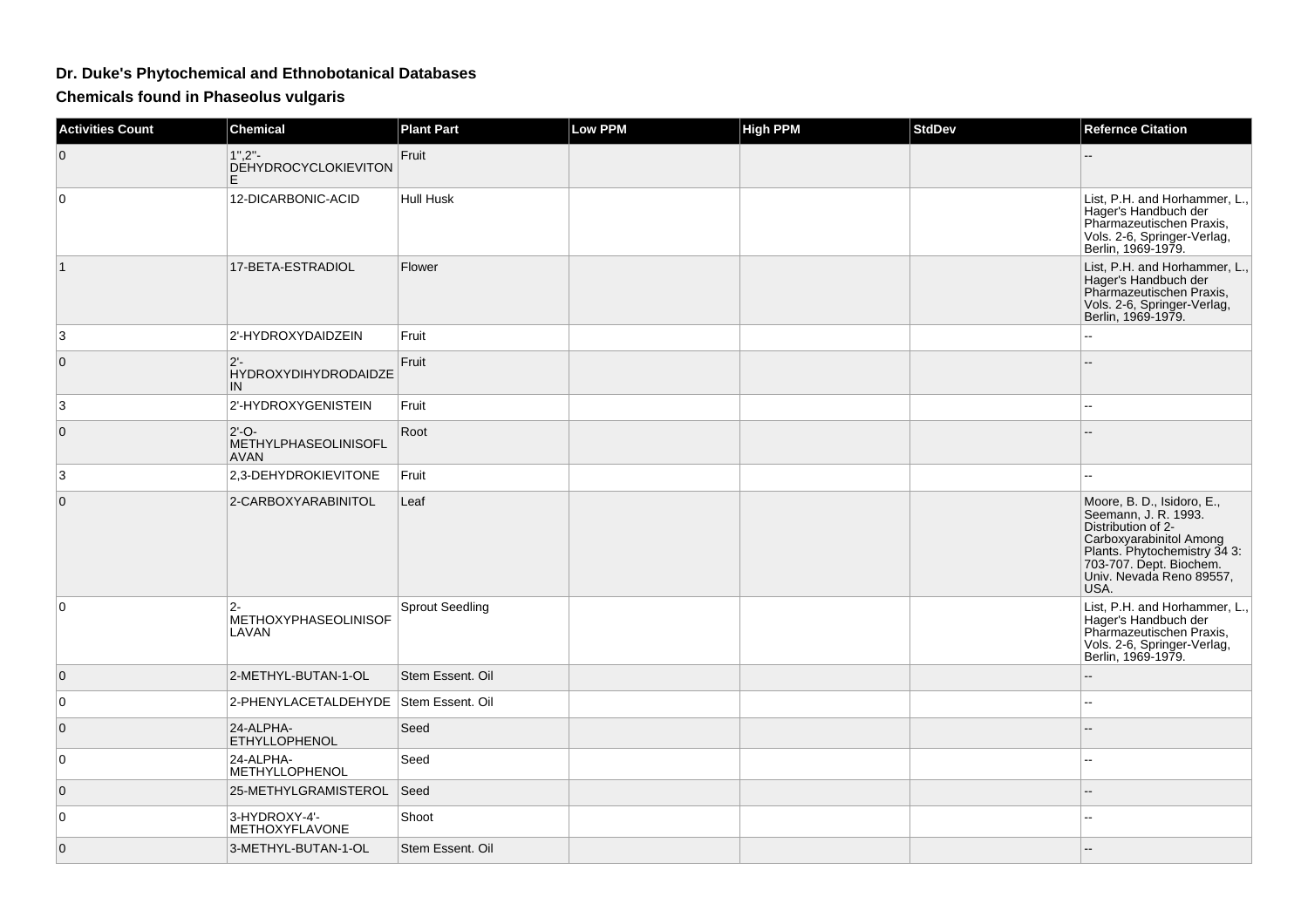# Dr. Duke's Phytochemical and Ethnobotanical Databases

## Chemicals found in Phaseolus vulgaris

| Activities Count | Chemical | Plant Part | Low PPM | High PPM | StdDev | Refernce Citation |
|---|---|---|---|---|---|---|
| 0 | 1",2"-DEHYDROCYCLOKIEVITONE | Fruit | | | | -- |
| 0 | 12-DICARBONIC-ACID | Hull Husk | | | | List, P.H. and Horhammer, L., Hager's Handbuch der Pharmazeutischen Praxis, Vols. 2-6, Springer-Verlag, Berlin, 1969-1979. |
| 1 | 17-BETA-ESTRADIOL | Flower | | | | List, P.H. and Horhammer, L., Hager's Handbuch der Pharmazeutischen Praxis, Vols. 2-6, Springer-Verlag, Berlin, 1969-1979. |
| 3 | 2'-HYDROXYDAIDZEIN | Fruit | | | | -- |
| 0 | 2'-HYDROXYDIHYDRODAIDZEIN | Fruit | | | | -- |
| 3 | 2'-HYDROXYGENISTEIN | Fruit | | | | -- |
| 0 | 2'-O-METHYLPHASEOLINISOFLAVAN | Root | | | | -- |
| 3 | 2,3-DEHYDROKIEVITONE | Fruit | | | | -- |
| 0 | 2-CARBOXYARABINITOL | Leaf | | | | Moore, B. D., Isidoro, E., Seemann, J. R. 1993. Distribution of 2-Carboxyarabinitol Among Plants. Phytochemistry 34 3: 703-707. Dept. Biochem. Univ. Nevada Reno 89557, USA. |
| 0 | 2-METHOXYPHASEOLINISOFLAVAN | Sprout Seedling | | | | List, P.H. and Horhammer, L., Hager's Handbuch der Pharmazeutischen Praxis, Vols. 2-6, Springer-Verlag, Berlin, 1969-1979. |
| 0 | 2-METHYL-BUTAN-1-OL | Stem Essent. Oil | | | | -- |
| 0 | 2-PHENYLACETALDEHYDE | Stem Essent. Oil | | | | -- |
| 0 | 24-ALPHA-ETHYLLOPHENOL | Seed | | | | -- |
| 0 | 24-ALPHA-METHYLLOPHENOL | Seed | | | | -- |
| 0 | 25-METHYLGRAMISTEROL | Seed | | | | -- |
| 0 | 3-HYDROXY-4'-METHOXYFLAVONE | Shoot | | | | -- |
| 0 | 3-METHYL-BUTAN-1-OL | Stem Essent. Oil | | | | -- |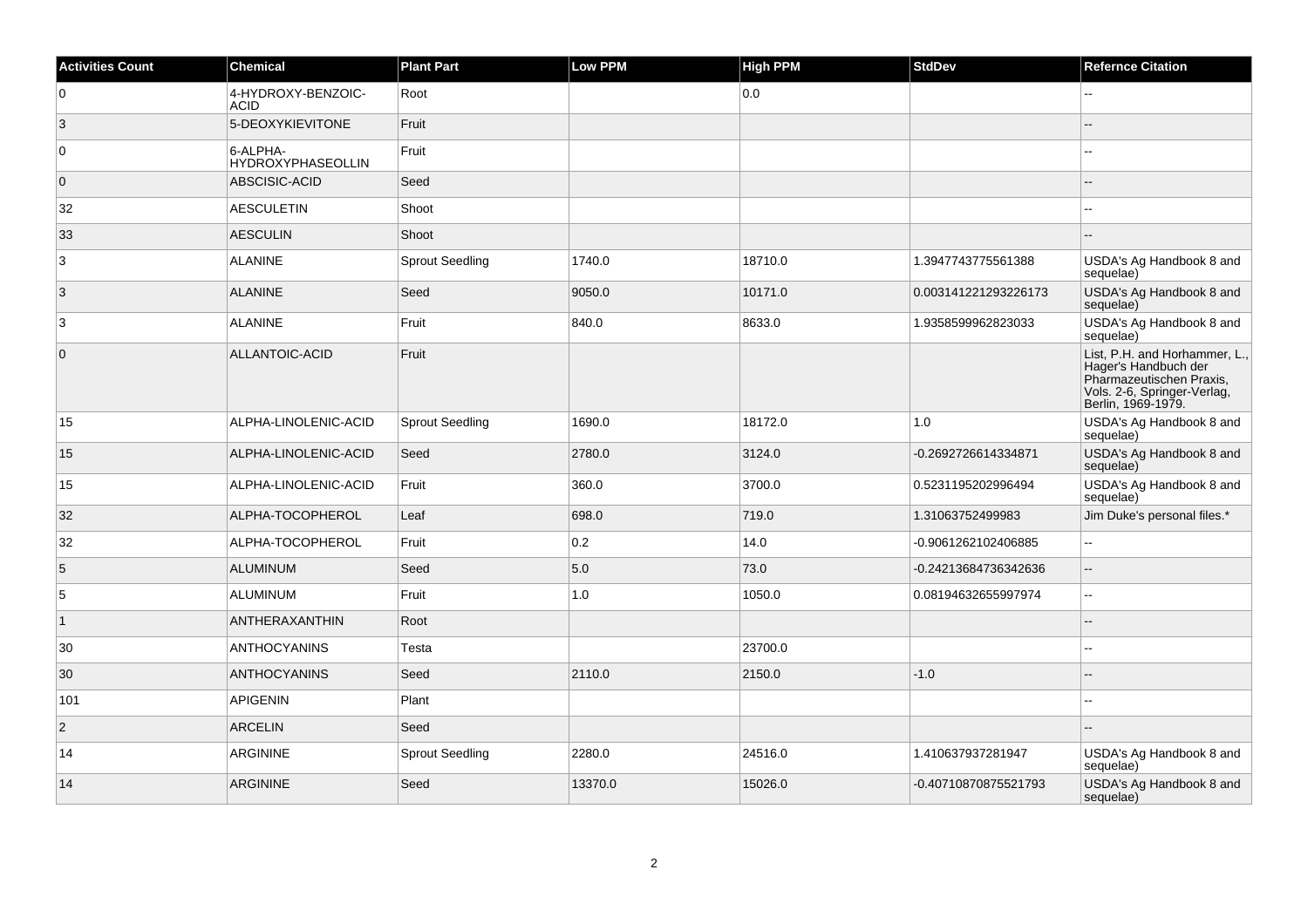| Activities Count | Chemical | Plant Part | Low PPM | High PPM | StdDev | Refernce Citation |
|---|---|---|---|---|---|---|
| 0 | 4-HYDROXY-BENZOIC-ACID | Root | | 0.0 | | -- |
| 3 | 5-DEOXYKIEVITONE | Fruit | | | | -- |
| 0 | 6-ALPHA-HYDROXYPHASEOLLIN | Fruit | | | | -- |
| 0 | ABSCISIC-ACID | Seed | | | | -- |
| 32 | AESCULETIN | Shoot | | | | -- |
| 33 | AESCULIN | Shoot | | | | -- |
| 3 | ALANINE | Sprout Seedling | 1740.0 | 18710.0 | 1.3947743775561388 | USDA's Ag Handbook 8 and sequelae) |
| 3 | ALANINE | Seed | 9050.0 | 10171.0 | 0.003141221293226173 | USDA's Ag Handbook 8 and sequelae) |
| 3 | ALANINE | Fruit | 840.0 | 8633.0 | 1.9358599962823033 | USDA's Ag Handbook 8 and sequelae) |
| 0 | ALLANTOIC-ACID | Fruit | | | | List, P.H. and Horhammer, L., Hager's Handbuch der Pharmazeutischen Praxis, Vols. 2-6, Springer-Verlag, Berlin, 1969-1979. |
| 15 | ALPHA-LINOLENIC-ACID | Sprout Seedling | 1690.0 | 18172.0 | 1.0 | USDA's Ag Handbook 8 and sequelae) |
| 15 | ALPHA-LINOLENIC-ACID | Seed | 2780.0 | 3124.0 | -0.2692726614334871 | USDA's Ag Handbook 8 and sequelae) |
| 15 | ALPHA-LINOLENIC-ACID | Fruit | 360.0 | 3700.0 | 0.5231195202996494 | USDA's Ag Handbook 8 and sequelae) |
| 32 | ALPHA-TOCOPHEROL | Leaf | 698.0 | 719.0 | 1.31063752499983 | Jim Duke's personal files.* |
| 32 | ALPHA-TOCOPHEROL | Fruit | 0.2 | 14.0 | -0.9061262102406885 | -- |
| 5 | ALUMINUM | Seed | 5.0 | 73.0 | -0.24213684736342636 | -- |
| 5 | ALUMINUM | Fruit | 1.0 | 1050.0 | 0.08194632655997974 | -- |
| 1 | ANTHERAXANTHIN | Root | | | | -- |
| 30 | ANTHOCYANINS | Testa | | 23700.0 | | -- |
| 30 | ANTHOCYANINS | Seed | 2110.0 | 2150.0 | -1.0 | -- |
| 101 | APIGENIN | Plant | | | | -- |
| 2 | ARCELIN | Seed | | | | -- |
| 14 | ARGININE | Sprout Seedling | 2280.0 | 24516.0 | 1.410637937281947 | USDA's Ag Handbook 8 and sequelae) |
| 14 | ARGININE | Seed | 13370.0 | 15026.0 | -0.40710870875521793 | USDA's Ag Handbook 8 and sequelae) |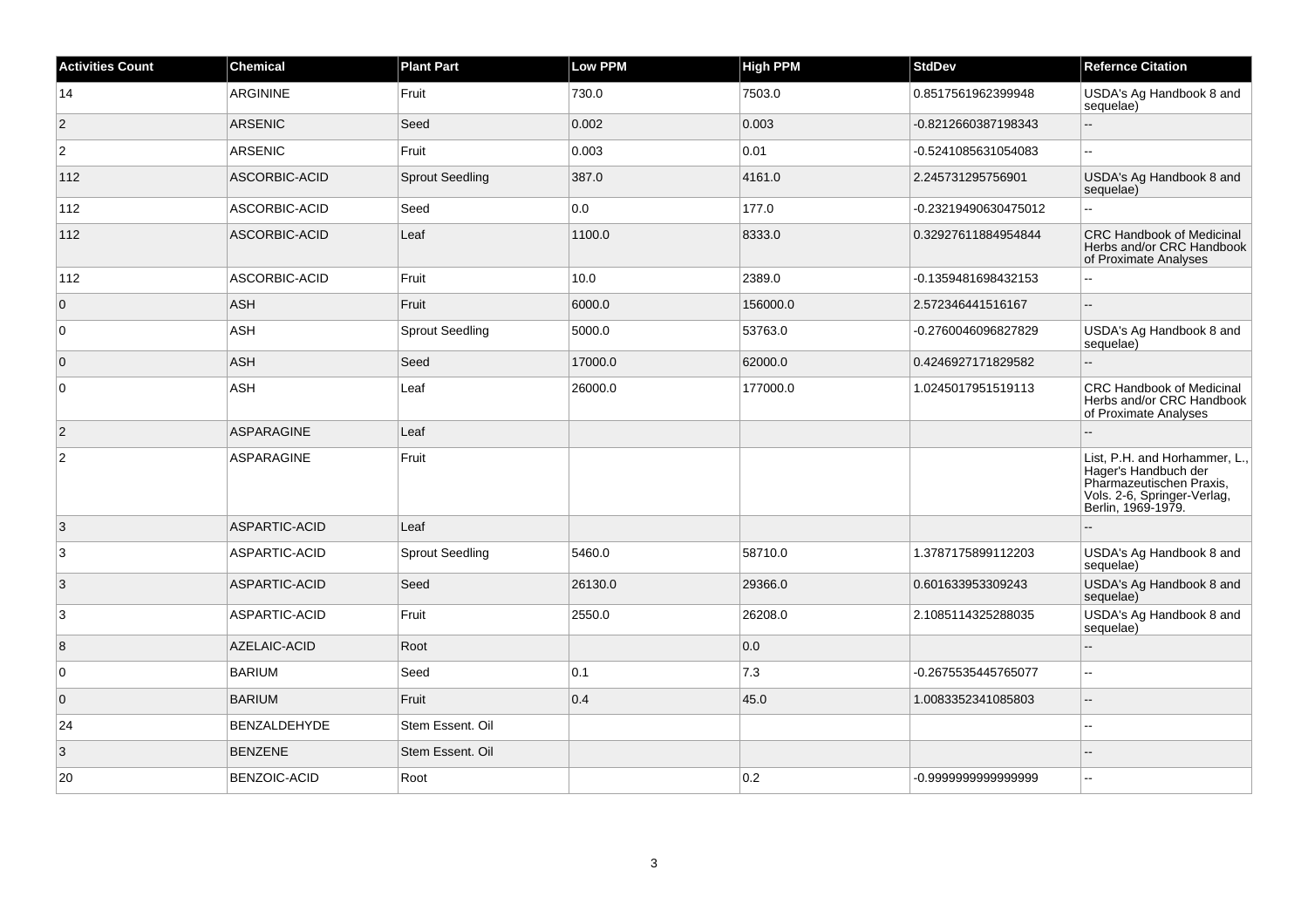| Activities Count | Chemical | Plant Part | Low PPM | High PPM | StdDev | Refernce Citation |
| --- | --- | --- | --- | --- | --- | --- |
| 14 | ARGININE | Fruit | 730.0 | 7503.0 | 0.8517561962399948 | USDA's Ag Handbook 8 and sequelae) |
| 2 | ARSENIC | Seed | 0.002 | 0.003 | -0.8212660387198343 | -- |
| 2 | ARSENIC | Fruit | 0.003 | 0.01 | -0.5241085631054083 | -- |
| 112 | ASCORBIC-ACID | Sprout Seedling | 387.0 | 4161.0 | 2.245731295756901 | USDA's Ag Handbook 8 and sequelae) |
| 112 | ASCORBIC-ACID | Seed | 0.0 | 177.0 | -0.23219490630475012 | -- |
| 112 | ASCORBIC-ACID | Leaf | 1100.0 | 8333.0 | 0.32927611884954844 | CRC Handbook of Medicinal Herbs and/or CRC Handbook of Proximate Analyses |
| 112 | ASCORBIC-ACID | Fruit | 10.0 | 2389.0 | -0.1359481698432153 | -- |
| 0 | ASH | Fruit | 6000.0 | 156000.0 | 2.572346441516167 | -- |
| 0 | ASH | Sprout Seedling | 5000.0 | 53763.0 | -0.2760046096827829 | USDA's Ag Handbook 8 and sequelae) |
| 0 | ASH | Seed | 17000.0 | 62000.0 | 0.4246927171829582 | -- |
| 0 | ASH | Leaf | 26000.0 | 177000.0 | 1.0245017951519113 | CRC Handbook of Medicinal Herbs and/or CRC Handbook of Proximate Analyses |
| 2 | ASPARAGINE | Leaf | | | | -- |
| 2 | ASPARAGINE | Fruit | | | | List, P.H. and Horhammer, L., Hager's Handbuch der Pharmazeutischen Praxis, Vols. 2-6, Springer-Verlag, Berlin, 1969-1979. |
| 3 | ASPARTIC-ACID | Leaf | | | | -- |
| 3 | ASPARTIC-ACID | Sprout Seedling | 5460.0 | 58710.0 | 1.3787175899112203 | USDA's Ag Handbook 8 and sequelae) |
| 3 | ASPARTIC-ACID | Seed | 26130.0 | 29366.0 | 0.601633953309243 | USDA's Ag Handbook 8 and sequelae) |
| 3 | ASPARTIC-ACID | Fruit | 2550.0 | 26208.0 | 2.1085114325288035 | USDA's Ag Handbook 8 and sequelae) |
| 8 | AZELAIC-ACID | Root | | 0.0 | | -- |
| 0 | BARIUM | Seed | 0.1 | 7.3 | -0.2675535445765077 | -- |
| 0 | BARIUM | Fruit | 0.4 | 45.0 | 1.0083352341085803 | -- |
| 24 | BENZALDEHYDE | Stem Essent. Oil | | | | -- |
| 3 | BENZENE | Stem Essent. Oil | | | | -- |
| 20 | BENZOIC-ACID | Root | | 0.2 | -0.9999999999999999 | -- |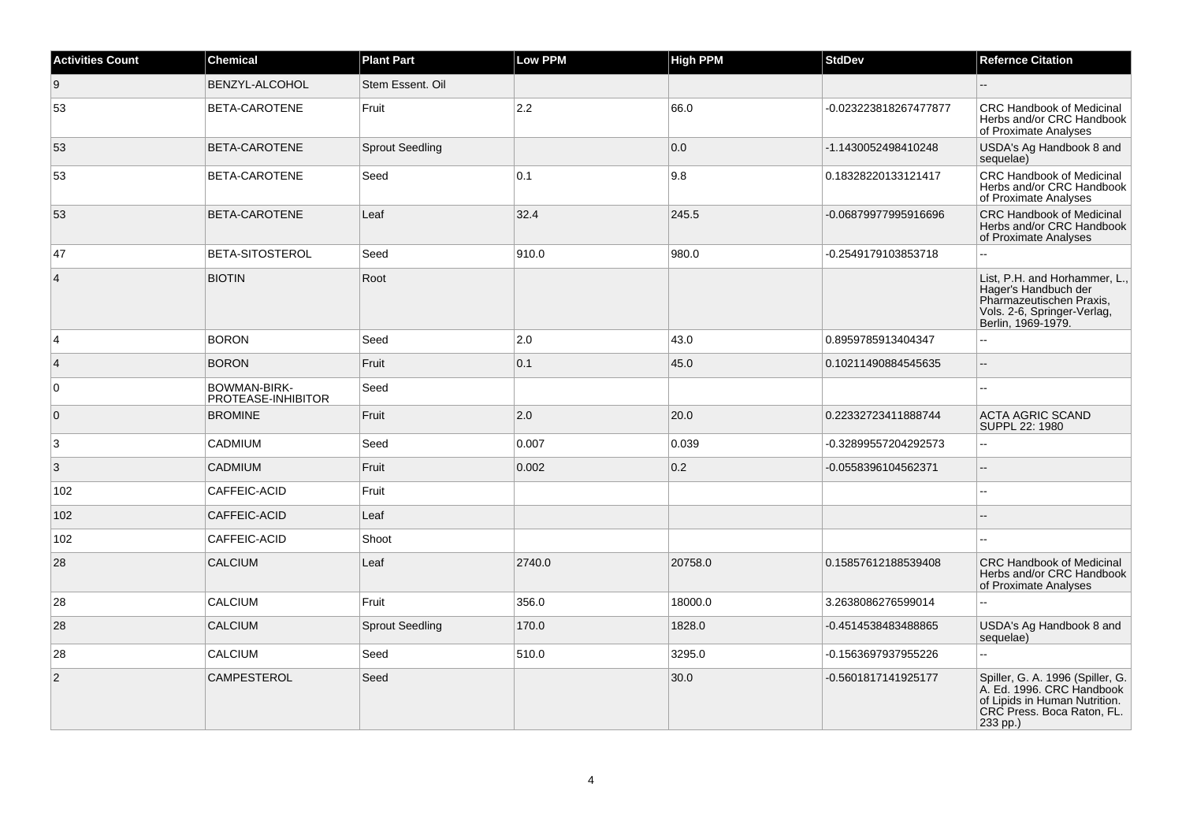| Activities Count | Chemical | Plant Part | Low PPM | High PPM | StdDev | Refernce Citation |
|---|---|---|---|---|---|---|
| 9 | BENZYL-ALCOHOL | Stem Essent. Oil | | | | -- |
| 53 | BETA-CAROTENE | Fruit | 2.2 | 66.0 | -0.023223818267477877 | CRC Handbook of Medicinal Herbs and/or CRC Handbook of Proximate Analyses |
| 53 | BETA-CAROTENE | Sprout Seedling | | 0.0 | -1.1430052498410248 | USDA's Ag Handbook 8 and sequelae) |
| 53 | BETA-CAROTENE | Seed | 0.1 | 9.8 | 0.18328220133121417 | CRC Handbook of Medicinal Herbs and/or CRC Handbook of Proximate Analyses |
| 53 | BETA-CAROTENE | Leaf | 32.4 | 245.5 | -0.06879977995916696 | CRC Handbook of Medicinal Herbs and/or CRC Handbook of Proximate Analyses |
| 47 | BETA-SITOSTEROL | Seed | 910.0 | 980.0 | -0.2549179103853718 | -- |
| 4 | BIOTIN | Root | | | | List, P.H. and Horhammer, L., Hager's Handbuch der Pharmazeutischen Praxis, Vols. 2-6, Springer-Verlag, Berlin, 1969-1979. |
| 4 | BORON | Seed | 2.0 | 43.0 | 0.8959785913404347 | -- |
| 4 | BORON | Fruit | 0.1 | 45.0 | 0.10211490884545635 | -- |
| 0 | BOWMAN-BIRK-PROTEASE-INHIBITOR | Seed | | | | -- |
| 0 | BROMINE | Fruit | 2.0 | 20.0 | 0.22332723411888744 | ACTA AGRIC SCAND SUPPL 22: 1980 |
| 3 | CADMIUM | Seed | 0.007 | 0.039 | -0.32899557204292573 | -- |
| 3 | CADMIUM | Fruit | 0.002 | 0.2 | -0.0558396104562371 | -- |
| 102 | CAFFEIC-ACID | Fruit | | | | -- |
| 102 | CAFFEIC-ACID | Leaf | | | | -- |
| 102 | CAFFEIC-ACID | Shoot | | | | -- |
| 28 | CALCIUM | Leaf | 2740.0 | 20758.0 | 0.15857612188539408 | CRC Handbook of Medicinal Herbs and/or CRC Handbook of Proximate Analyses |
| 28 | CALCIUM | Fruit | 356.0 | 18000.0 | 3.2638086276599014 | -- |
| 28 | CALCIUM | Sprout Seedling | 170.0 | 1828.0 | -0.4514538483488865 | USDA's Ag Handbook 8 and sequelae) |
| 28 | CALCIUM | Seed | 510.0 | 3295.0 | -0.1563697937955226 | -- |
| 2 | CAMPESTEROL | Seed | | 30.0 | -0.5601817141925177 | Spiller, G. A. 1996 (Spiller, G. A. Ed. 1996. CRC Handbook of Lipids in Human Nutrition. CRC Press. Boca Raton, FL. 233 pp.) |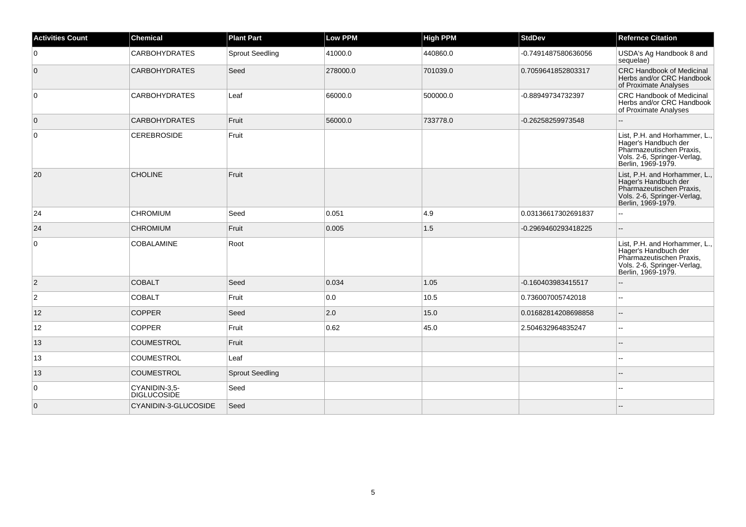| Activities Count | Chemical | Plant Part | Low PPM | High PPM | StdDev | Refernce Citation |
|---|---|---|---|---|---|---|
| 0 | CARBOHYDRATES | Sprout Seedling | 41000.0 | 440860.0 | -0.7491487580636056 | USDA's Ag Handbook 8 and sequelae) |
| 0 | CARBOHYDRATES | Seed | 278000.0 | 701039.0 | 0.7059641852803317 | CRC Handbook of Medicinal Herbs and/or CRC Handbook of Proximate Analyses |
| 0 | CARBOHYDRATES | Leaf | 66000.0 | 500000.0 | -0.88949734732397 | CRC Handbook of Medicinal Herbs and/or CRC Handbook of Proximate Analyses |
| 0 | CARBOHYDRATES | Fruit | 56000.0 | 733778.0 | -0.26258259973548 | -- |
| 0 | CEREBROSIDE | Fruit | | | | List, P.H. and Horhammer, L., Hager's Handbuch der Pharmazeutischen Praxis, Vols. 2-6, Springer-Verlag, Berlin, 1969-1979. |
| 20 | CHOLINE | Fruit | | | | List, P.H. and Horhammer, L., Hager's Handbuch der Pharmazeutischen Praxis, Vols. 2-6, Springer-Verlag, Berlin, 1969-1979. |
| 24 | CHROMIUM | Seed | 0.051 | 4.9 | 0.03136617302691837 | -- |
| 24 | CHROMIUM | Fruit | 0.005 | 1.5 | -0.2969460293418225 | -- |
| 0 | COBALAMINE | Root | | | | List, P.H. and Horhammer, L., Hager's Handbuch der Pharmazeutischen Praxis, Vols. 2-6, Springer-Verlag, Berlin, 1969-1979. |
| 2 | COBALT | Seed | 0.034 | 1.05 | -0.160403983415517 | -- |
| 2 | COBALT | Fruit | 0.0 | 10.5 | 0.736007005742018 | -- |
| 12 | COPPER | Seed | 2.0 | 15.0 | 0.01682814208698858 | -- |
| 12 | COPPER | Fruit | 0.62 | 45.0 | 2.504632964835247 | -- |
| 13 | COUMESTROL | Fruit | | | | -- |
| 13 | COUMESTROL | Leaf | | | | -- |
| 13 | COUMESTROL | Sprout Seedling | | | | -- |
| 0 | CYANIDIN-3,5-DIGLUCOSIDE | Seed | | | | -- |
| 0 | CYANIDIN-3-GLUCOSIDE | Seed | | | | -- |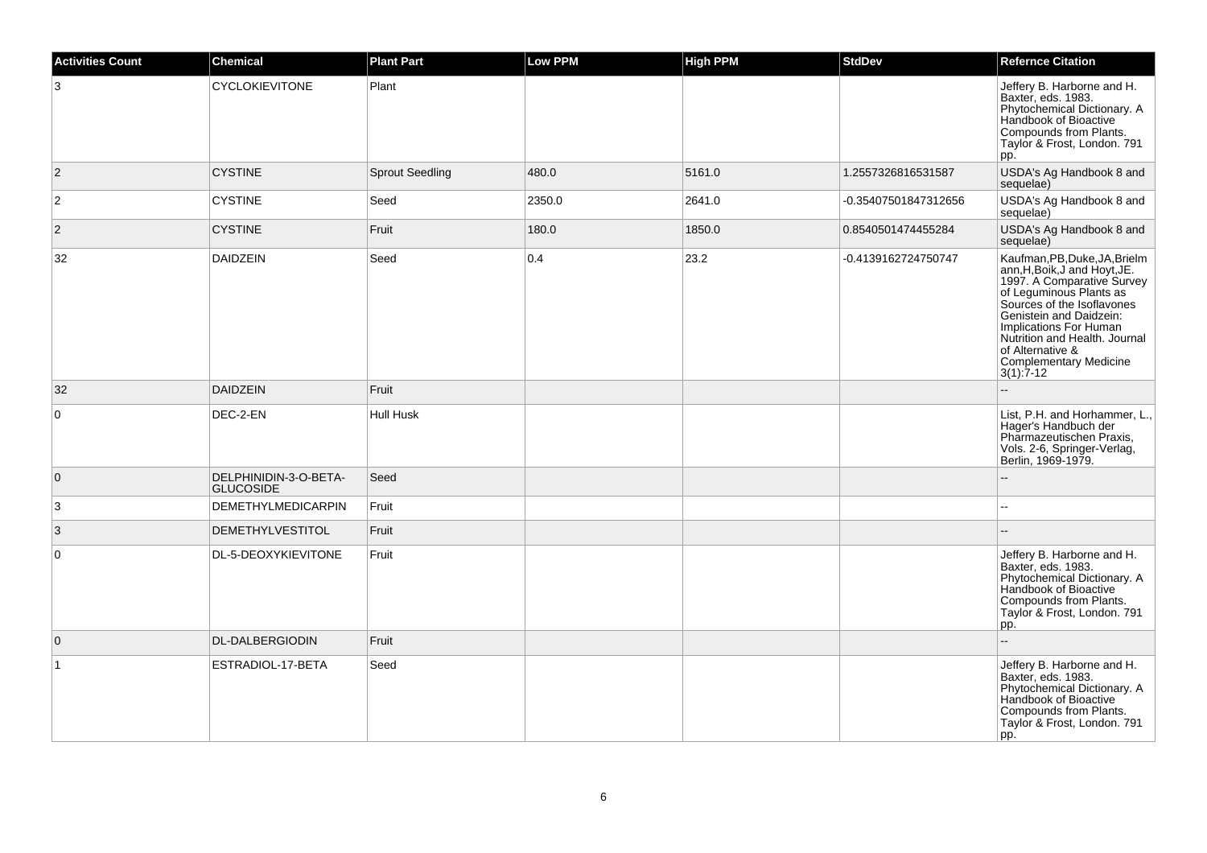| Activities Count | Chemical | Plant Part | Low PPM | High PPM | StdDev | Refernce Citation |
| --- | --- | --- | --- | --- | --- | --- |
| 3 | CYCLOKIEVITONE | Plant | | | | Jeffery B. Harborne and H. Baxter, eds. 1983. Phytochemical Dictionary. A Handbook of Bioactive Compounds from Plants. Taylor & Frost, London. 791 pp. |
| 2 | CYSTINE | Sprout Seedling | 480.0 | 5161.0 | 1.2557326816531587 | USDA's Ag Handbook 8 and sequelae) |
| 2 | CYSTINE | Seed | 2350.0 | 2641.0 | -0.35407501847312656 | USDA's Ag Handbook 8 and sequelae) |
| 2 | CYSTINE | Fruit | 180.0 | 1850.0 | 0.8540501474455284 | USDA's Ag Handbook 8 and sequelae) |
| 32 | DAIDZEIN | Seed | 0.4 | 23.2 | -0.4139162724750747 | Kaufman,PB,Duke,JA,Brielmann,H,Boik,J and Hoyt,JE. 1997. A Comparative Survey of Leguminous Plants as Sources of the Isoflavones Genistein and Daidzein: Implications For Human Nutrition and Health. Journal of Alternative & Complementary Medicine 3(1):7-12 |
| 32 | DAIDZEIN | Fruit | | | | -- |
| 0 | DEC-2-EN | Hull Husk | | | | List, P.H. and Horhammer, L., Hager's Handbuch der Pharmazeutischen Praxis, Vols. 2-6, Springer-Verlag, Berlin, 1969-1979. |
| 0 | DELPHINIDIN-3-O-BETA-GLUCOSIDE | Seed | | | | -- |
| 3 | DEMETHYLMEDICARPIN | Fruit | | | | -- |
| 3 | DEMETHYLVESTITOL | Fruit | | | | -- |
| 0 | DL-5-DEOXYKIEVITONE | Fruit | | | | Jeffery B. Harborne and H. Baxter, eds. 1983. Phytochemical Dictionary. A Handbook of Bioactive Compounds from Plants. Taylor & Frost, London. 791 pp. |
| 0 | DL-DALBERGIODIN | Fruit | | | | -- |
| 1 | ESTRADIOL-17-BETA | Seed | | | | Jeffery B. Harborne and H. Baxter, eds. 1983. Phytochemical Dictionary. A Handbook of Bioactive Compounds from Plants. Taylor & Frost, London. 791 pp. |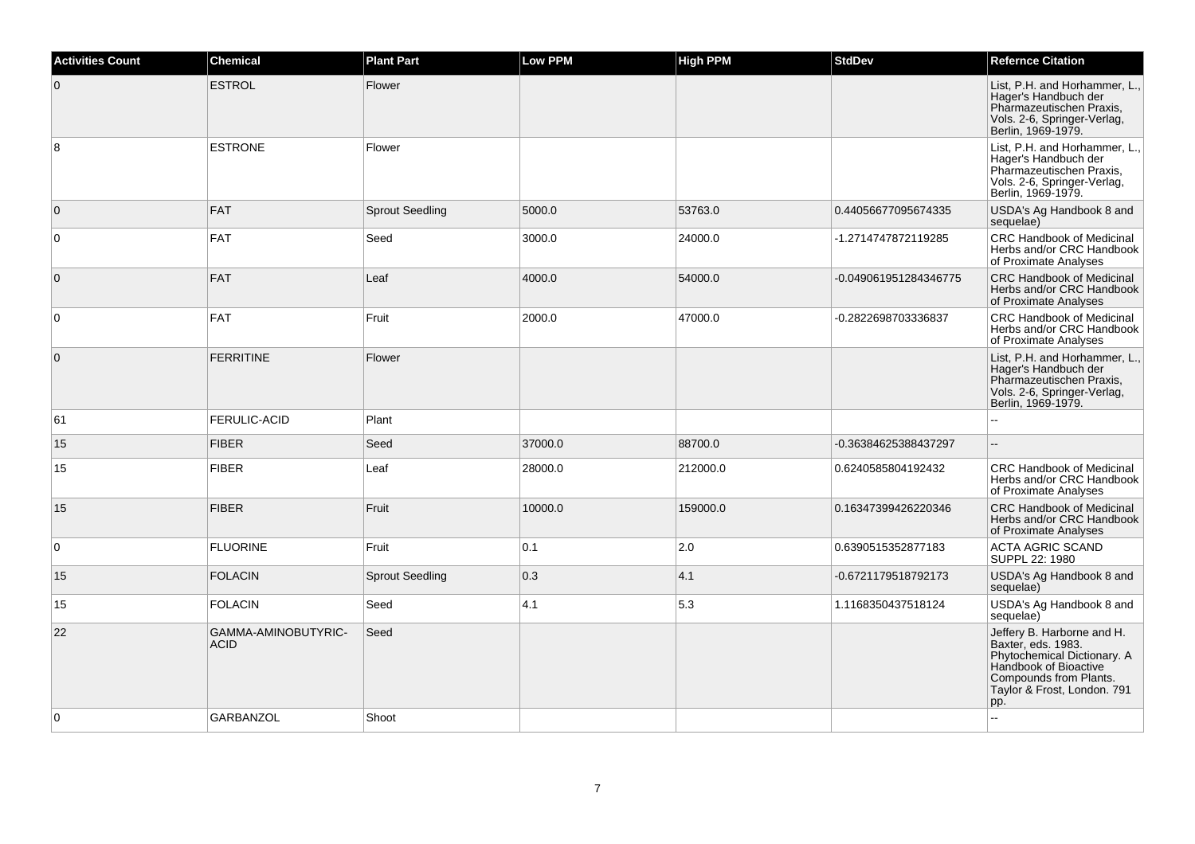| Activities Count | Chemical | Plant Part | Low PPM | High PPM | StdDev | Refernce Citation |
|---|---|---|---|---|---|---|
| 0 | ESTROL | Flower | | | | List, P.H. and Horhammer, L., Hager's Handbuch der Pharmazeutischen Praxis, Vols. 2-6, Springer-Verlag, Berlin, 1969-1979. |
| 8 | ESTRONE | Flower | | | | List, P.H. and Horhammer, L., Hager's Handbuch der Pharmazeutischen Praxis, Vols. 2-6, Springer-Verlag, Berlin, 1969-1979. |
| 0 | FAT | Sprout Seedling | 5000.0 | 53763.0 | 0.44056677095674335 | USDA's Ag Handbook 8 and sequelae) |
| 0 | FAT | Seed | 3000.0 | 24000.0 | -1.2714747872119285 | CRC Handbook of Medicinal Herbs and/or CRC Handbook of Proximate Analyses |
| 0 | FAT | Leaf | 4000.0 | 54000.0 | -0.049061951284346775 | CRC Handbook of Medicinal Herbs and/or CRC Handbook of Proximate Analyses |
| 0 | FAT | Fruit | 2000.0 | 47000.0 | -0.2822698703336837 | CRC Handbook of Medicinal Herbs and/or CRC Handbook of Proximate Analyses |
| 0 | FERRITINE | Flower | | | | List, P.H. and Horhammer, L., Hager's Handbuch der Pharmazeutischen Praxis, Vols. 2-6, Springer-Verlag, Berlin, 1969-1979. |
| 61 | FERULIC-ACID | Plant | | | | -- |
| 15 | FIBER | Seed | 37000.0 | 88700.0 | -0.36384625388437297 | -- |
| 15 | FIBER | Leaf | 28000.0 | 212000.0 | 0.6240585804192432 | CRC Handbook of Medicinal Herbs and/or CRC Handbook of Proximate Analyses |
| 15 | FIBER | Fruit | 10000.0 | 159000.0 | 0.16347399426220346 | CRC Handbook of Medicinal Herbs and/or CRC Handbook of Proximate Analyses |
| 0 | FLUORINE | Fruit | 0.1 | 2.0 | 0.6390515352877183 | ACTA AGRIC SCAND SUPPL 22: 1980 |
| 15 | FOLACIN | Sprout Seedling | 0.3 | 4.1 | -0.6721179518792173 | USDA's Ag Handbook 8 and sequelae) |
| 15 | FOLACIN | Seed | 4.1 | 5.3 | 1.1168350437518124 | USDA's Ag Handbook 8 and sequelae) |
| 22 | GAMMA-AMINOBUTYRIC-ACID | Seed | | | | Jeffery B. Harborne and H. Baxter, eds. 1983. Phytochemical Dictionary. A Handbook of Bioactive Compounds from Plants. Taylor & Frost, London. 791 pp. |
| 0 | GARBANZOL | Shoot | | | | -- |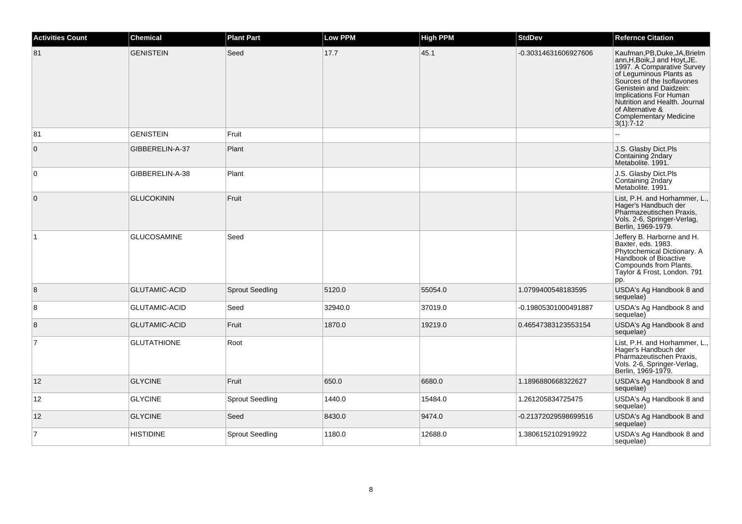| Activities Count | Chemical | Plant Part | Low PPM | High PPM | StdDev | Refernce Citation |
|---|---|---|---|---|---|---|
| 81 | GENISTEIN | Seed | 17.7 | 45.1 | -0.30314631606927606 | Kaufman,PB,Duke,JA,Brielmann,H,Boik,J and Hoyt,JE. 1997. A Comparative Survey of Leguminous Plants as Sources of the Isoflavones Genistein and Daidzein: Implications For Human Nutrition and Health. Journal of Alternative & Complementary Medicine 3(1):7-12 |
| 81 | GENISTEIN | Fruit | | | | -- |
| 0 | GIBBERELIN-A-37 | Plant | | | | J.S. Glasby Dict.Pls Containing 2ndary Metabolite. 1991. |
| 0 | GIBBERELIN-A-38 | Plant | | | | J.S. Glasby Dict.Pls Containing 2ndary Metabolite. 1991. |
| 0 | GLUCOKININ | Fruit | | | | List, P.H. and Horhammer, L., Hager's Handbuch der Pharmazeutischen Praxis, Vols. 2-6, Springer-Verlag, Berlin, 1969-1979. |
| 1 | GLUCOSAMINE | Seed | | | | Jeffery B. Harborne and H. Baxter, eds. 1983. Phytochemical Dictionary. A Handbook of Bioactive Compounds from Plants. Taylor & Frost, London. 791 pp. |
| 8 | GLUTAMIC-ACID | Sprout Seedling | 5120.0 | 55054.0 | 1.0799400548183595 | USDA's Ag Handbook 8 and sequelae) |
| 8 | GLUTAMIC-ACID | Seed | 32940.0 | 37019.0 | -0.19805301000491887 | USDA's Ag Handbook 8 and sequelae) |
| 8 | GLUTAMIC-ACID | Fruit | 1870.0 | 19219.0 | 0.46547383123553154 | USDA's Ag Handbook 8 and sequelae) |
| 7 | GLUTATHIONE | Root | | | | List, P.H. and Horhammer, L., Hager's Handbuch der Pharmazeutischen Praxis, Vols. 2-6, Springer-Verlag, Berlin, 1969-1979. |
| 12 | GLYCINE | Fruit | 650.0 | 6680.0 | 1.1896880668322627 | USDA's Ag Handbook 8 and sequelae) |
| 12 | GLYCINE | Sprout Seedling | 1440.0 | 15484.0 | 1.261205834725475 | USDA's Ag Handbook 8 and sequelae) |
| 12 | GLYCINE | Seed | 8430.0 | 9474.0 | -0.21372029598699516 | USDA's Ag Handbook 8 and sequelae) |
| 7 | HISTIDINE | Sprout Seedling | 1180.0 | 12688.0 | 1.3806152102919922 | USDA's Ag Handbook 8 and sequelae) |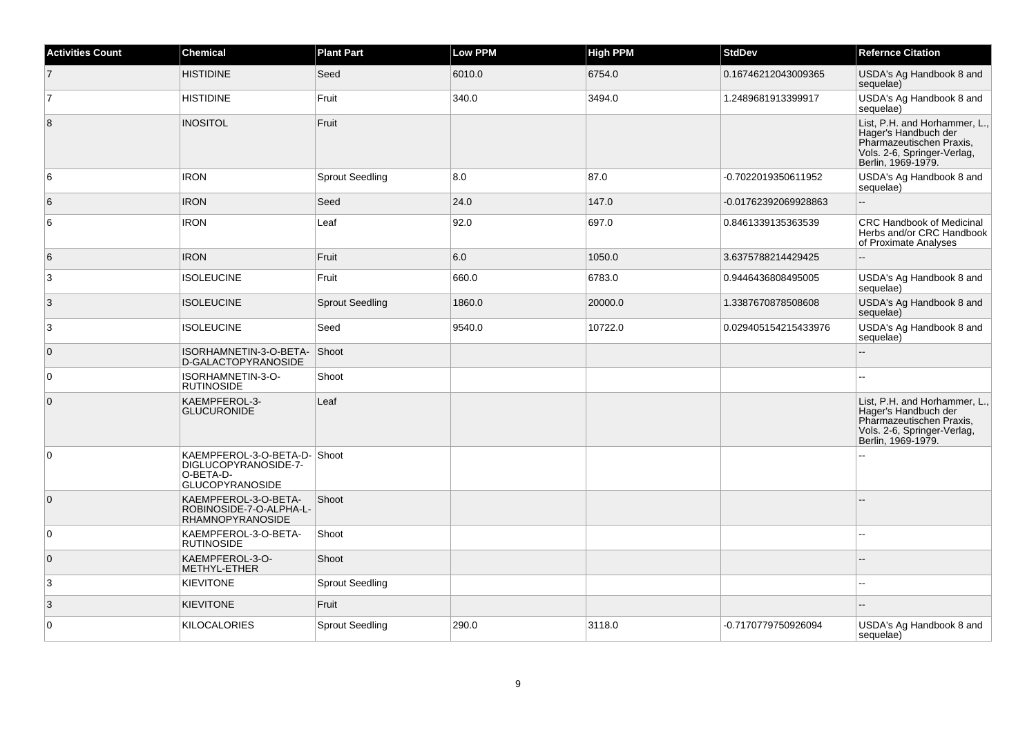| Activities Count | Chemical | Plant Part | Low PPM | High PPM | StdDev | Refernce Citation |
|---|---|---|---|---|---|---|
| 7 | HISTIDINE | Seed | 6010.0 | 6754.0 | 0.16746212043009365 | USDA's Ag Handbook 8 and sequelae) |
| 7 | HISTIDINE | Fruit | 340.0 | 3494.0 | 1.2489681913399917 | USDA's Ag Handbook 8 and sequelae) |
| 8 | INOSITOL | Fruit | | | | List, P.H. and Horhammer, L., Hager's Handbuch der Pharmazeutischen Praxis, Vols. 2-6, Springer-Verlag, Berlin, 1969-1979. |
| 6 | IRON | Sprout Seedling | 8.0 | 87.0 | -0.7022019350611952 | USDA's Ag Handbook 8 and sequelae) |
| 6 | IRON | Seed | 24.0 | 147.0 | -0.01762392069928863 | -- |
| 6 | IRON | Leaf | 92.0 | 697.0 | 0.8461339135363539 | CRC Handbook of Medicinal Herbs and/or CRC Handbook of Proximate Analyses |
| 6 | IRON | Fruit | 6.0 | 1050.0 | 3.6375788214429425 | -- |
| 3 | ISOLEUCINE | Fruit | 660.0 | 6783.0 | 0.9446436808495005 | USDA's Ag Handbook 8 and sequelae) |
| 3 | ISOLEUCINE | Sprout Seedling | 1860.0 | 20000.0 | 1.3387670878508608 | USDA's Ag Handbook 8 and sequelae) |
| 3 | ISOLEUCINE | Seed | 9540.0 | 10722.0 | 0.029405154215433976 | USDA's Ag Handbook 8 and sequelae) |
| 0 | ISORHAMNETIN-3-O-BETA-D-GALACTOPYRANOSIDE | Shoot | | | | -- |
| 0 | ISORHAMNETIN-3-O-RUTINOSIDE | Shoot | | | | -- |
| 0 | KAEMPFEROL-3-GLUCURONIDE | Leaf | | | | List, P.H. and Horhammer, L., Hager's Handbuch der Pharmazeutischen Praxis, Vols. 2-6, Springer-Verlag, Berlin, 1969-1979. |
| 0 | KAEMPFEROL-3-O-BETA-D-DIGLUCOPYRANOSIDE-7-O-BETA-D-GLUCOPYRANOSIDE | Shoot | | | | -- |
| 0 | KAEMPFEROL-3-O-BETA-ROBINOSIDE-7-O-ALPHA-L-RHAMNOPYRANOSIDE | Shoot | | | | -- |
| 0 | KAEMPFEROL-3-O-BETA-RUTINOSIDE | Shoot | | | | -- |
| 0 | KAEMPFEROL-3-O-METHYL-ETHER | Shoot | | | | -- |
| 3 | KIEVITONE | Sprout Seedling | | | | -- |
| 3 | KIEVITONE | Fruit | | | | -- |
| 0 | KILOCALORIES | Sprout Seedling | 290.0 | 3118.0 | -0.7170779750926094 | USDA's Ag Handbook 8 and sequelae) |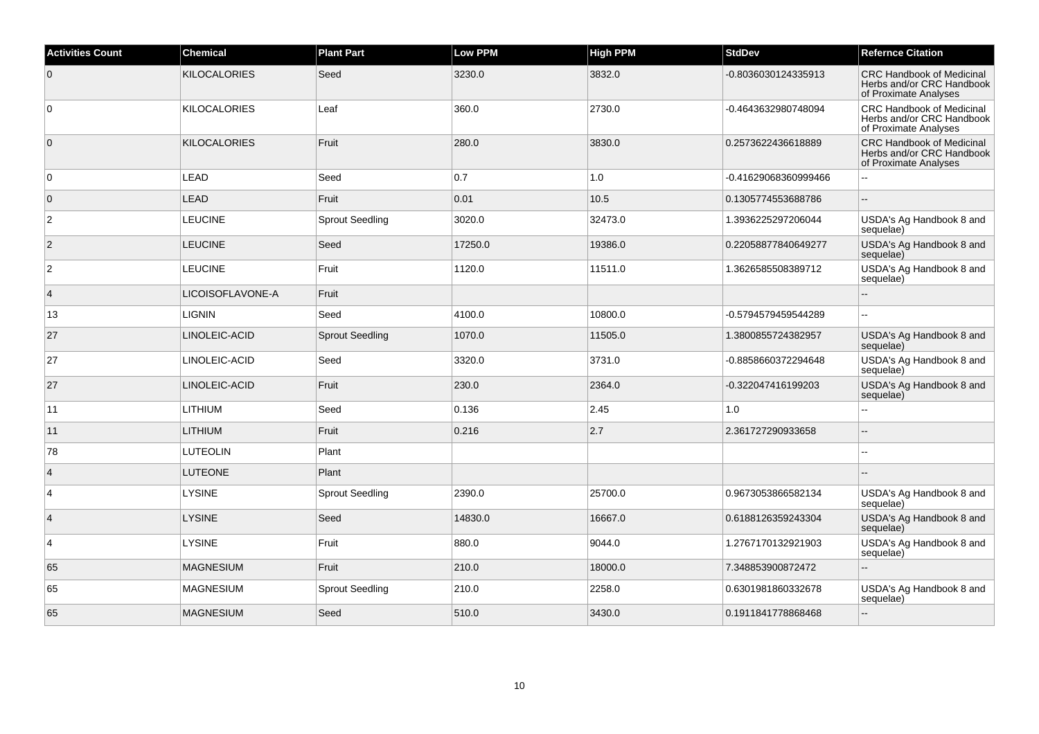| Activities Count | Chemical | Plant Part | Low PPM | High PPM | StdDev | Refernce Citation |
|---|---|---|---|---|---|---|
| 0 | KILOCALORIES | Seed | 3230.0 | 3832.0 | -0.8036030124335913 | CRC Handbook of Medicinal Herbs and/or CRC Handbook of Proximate Analyses |
| 0 | KILOCALORIES | Leaf | 360.0 | 2730.0 | -0.4643632980748094 | CRC Handbook of Medicinal Herbs and/or CRC Handbook of Proximate Analyses |
| 0 | KILOCALORIES | Fruit | 280.0 | 3830.0 | 0.2573622436618889 | CRC Handbook of Medicinal Herbs and/or CRC Handbook of Proximate Analyses |
| 0 | LEAD | Seed | 0.7 | 1.0 | -0.41629068360999466 | -- |
| 0 | LEAD | Fruit | 0.01 | 10.5 | 0.1305774553688786 | -- |
| 2 | LEUCINE | Sprout Seedling | 3020.0 | 32473.0 | 1.3936225297206044 | USDA's Ag Handbook 8 and sequelae) |
| 2 | LEUCINE | Seed | 17250.0 | 19386.0 | 0.22058877840649277 | USDA's Ag Handbook 8 and sequelae) |
| 2 | LEUCINE | Fruit | 1120.0 | 11511.0 | 1.3626585508389712 | USDA's Ag Handbook 8 and sequelae) |
| 4 | LICOISOFLAVONE-A | Fruit | | | | -- |
| 13 | LIGNIN | Seed | 4100.0 | 10800.0 | -0.5794579459544289 | -- |
| 27 | LINOLEIC-ACID | Sprout Seedling | 1070.0 | 11505.0 | 1.3800855724382957 | USDA's Ag Handbook 8 and sequelae) |
| 27 | LINOLEIC-ACID | Seed | 3320.0 | 3731.0 | -0.8858660372294648 | USDA's Ag Handbook 8 and sequelae) |
| 27 | LINOLEIC-ACID | Fruit | 230.0 | 2364.0 | -0.322047416199203 | USDA's Ag Handbook 8 and sequelae) |
| 11 | LITHIUM | Seed | 0.136 | 2.45 | 1.0 | -- |
| 11 | LITHIUM | Fruit | 0.216 | 2.7 | 2.361727290933658 | -- |
| 78 | LUTEOLIN | Plant | | | | -- |
| 4 | LUTEONE | Plant | | | | -- |
| 4 | LYSINE | Sprout Seedling | 2390.0 | 25700.0 | 0.9673053866582134 | USDA's Ag Handbook 8 and sequelae) |
| 4 | LYSINE | Seed | 14830.0 | 16667.0 | 0.6188126359243304 | USDA's Ag Handbook 8 and sequelae) |
| 4 | LYSINE | Fruit | 880.0 | 9044.0 | 1.2767170132921903 | USDA's Ag Handbook 8 and sequelae) |
| 65 | MAGNESIUM | Fruit | 210.0 | 18000.0 | 7.348853900872472 | -- |
| 65 | MAGNESIUM | Sprout Seedling | 210.0 | 2258.0 | 0.6301981860332678 | USDA's Ag Handbook 8 and sequelae) |
| 65 | MAGNESIUM | Seed | 510.0 | 3430.0 | 0.1911841778868468 | -- |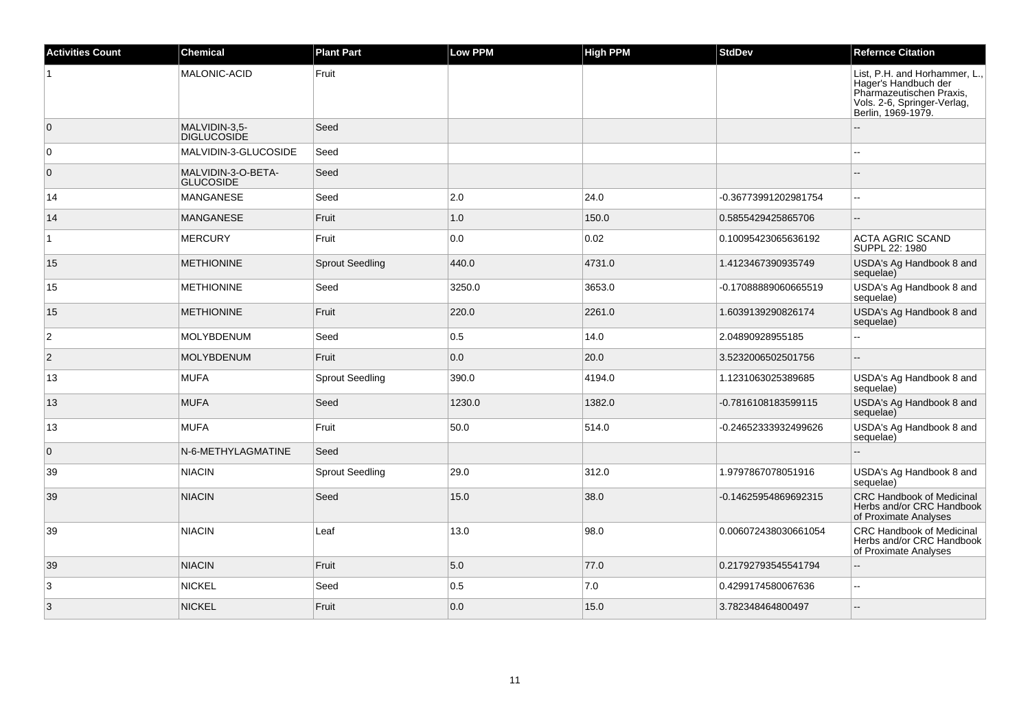| Activities Count | Chemical | Plant Part | Low PPM | High PPM | StdDev | Refernce Citation |
|---|---|---|---|---|---|---|
| 1 | MALONIC-ACID | Fruit | | | | List, P.H. and Horhammer, L., Hager's Handbuch der Pharmazeutischen Praxis, Vols. 2-6, Springer-Verlag, Berlin, 1969-1979. |
| 0 | MALVIDIN-3,5-DIGLUCOSIDE | Seed | | | | -- |
| 0 | MALVIDIN-3-GLUCOSIDE | Seed | | | | -- |
| 0 | MALVIDIN-3-O-BETA-GLUCOSIDE | Seed | | | | -- |
| 14 | MANGANESE | Seed | 2.0 | 24.0 | -0.36773991202981754 | -- |
| 14 | MANGANESE | Fruit | 1.0 | 150.0 | 0.5855429425865706 | -- |
| 1 | MERCURY | Fruit | 0.0 | 0.02 | 0.10095423065636192 | ACTA AGRIC SCAND SUPPL 22: 1980 |
| 15 | METHIONINE | Sprout Seedling | 440.0 | 4731.0 | 1.4123467390935749 | USDA's Ag Handbook 8 and sequelae) |
| 15 | METHIONINE | Seed | 3250.0 | 3653.0 | -0.17088889060665519 | USDA's Ag Handbook 8 and sequelae) |
| 15 | METHIONINE | Fruit | 220.0 | 2261.0 | 1.6039139290826174 | USDA's Ag Handbook 8 and sequelae) |
| 2 | MOLYBDENUM | Seed | 0.5 | 14.0 | 2.04890928955185 | -- |
| 2 | MOLYBDENUM | Fruit | 0.0 | 20.0 | 3.5232006502501756 | -- |
| 13 | MUFA | Sprout Seedling | 390.0 | 4194.0 | 1.1231063025389685 | USDA's Ag Handbook 8 and sequelae) |
| 13 | MUFA | Seed | 1230.0 | 1382.0 | -0.7816108183599115 | USDA's Ag Handbook 8 and sequelae) |
| 13 | MUFA | Fruit | 50.0 | 514.0 | -0.24652333932499626 | USDA's Ag Handbook 8 and sequelae) |
| 0 | N-6-METHYLAGMATINE | Seed | | | | -- |
| 39 | NIACIN | Sprout Seedling | 29.0 | 312.0 | 1.9797867078051916 | USDA's Ag Handbook 8 and sequelae) |
| 39 | NIACIN | Seed | 15.0 | 38.0 | -0.14625954869692315 | CRC Handbook of Medicinal Herbs and/or CRC Handbook of Proximate Analyses |
| 39 | NIACIN | Leaf | 13.0 | 98.0 | 0.006072438030661054 | CRC Handbook of Medicinal Herbs and/or CRC Handbook of Proximate Analyses |
| 39 | NIACIN | Fruit | 5.0 | 77.0 | 0.21792793545541794 | -- |
| 3 | NICKEL | Seed | 0.5 | 7.0 | 0.4299174580067636 | -- |
| 3 | NICKEL | Fruit | 0.0 | 15.0 | 3.782348464800497 | -- |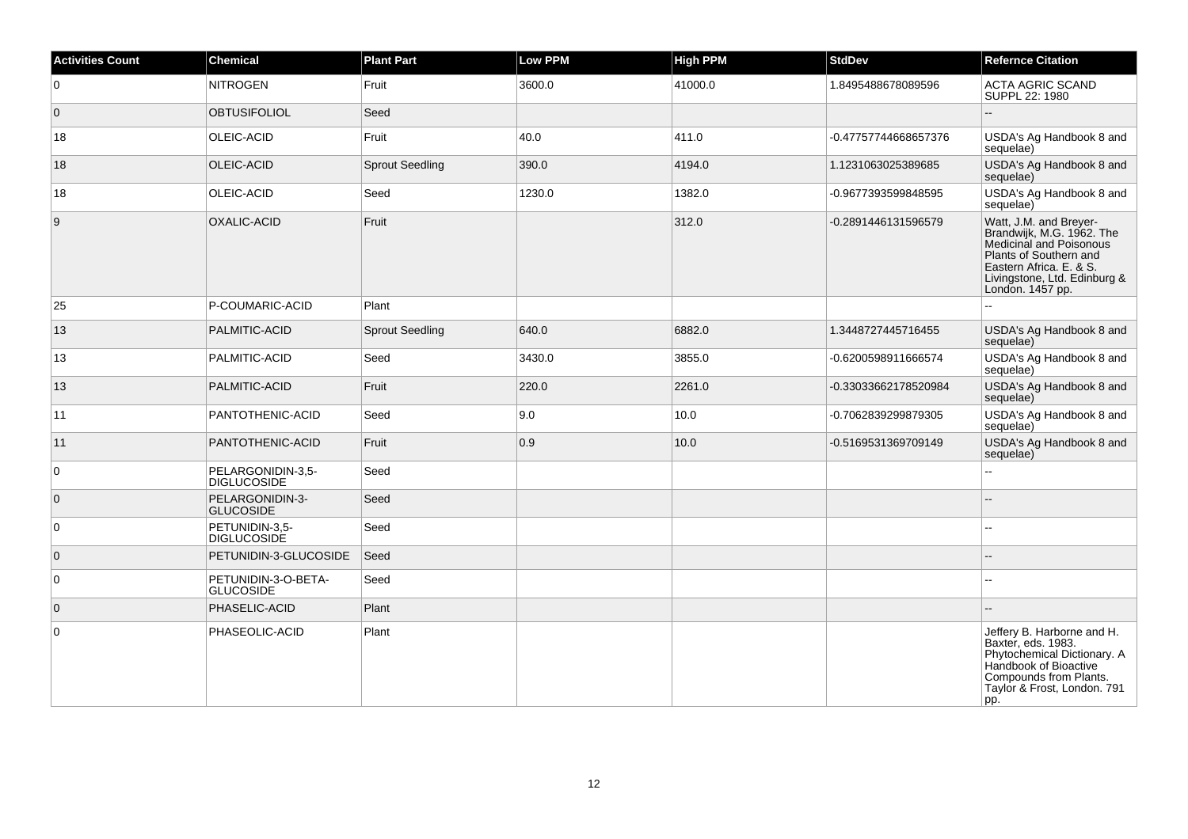| Activities Count | Chemical | Plant Part | Low PPM | High PPM | StdDev | Refernce Citation |
|---|---|---|---|---|---|---|
| 0 | NITROGEN | Fruit | 3600.0 | 41000.0 | 1.8495488678089596 | ACTA AGRIC SCAND SUPPL 22: 1980 |
| 0 | OBTUSIFOLIOL | Seed | | | | -- |
| 18 | OLEIC-ACID | Fruit | 40.0 | 411.0 | -0.47757744668657376 | USDA's Ag Handbook 8 and sequelae) |
| 18 | OLEIC-ACID | Sprout Seedling | 390.0 | 4194.0 | 1.1231063025389685 | USDA's Ag Handbook 8 and sequelae) |
| 18 | OLEIC-ACID | Seed | 1230.0 | 1382.0 | -0.9677393599848595 | USDA's Ag Handbook 8 and sequelae) |
| 9 | OXALIC-ACID | Fruit | | 312.0 | -0.2891446131596579 | Watt, J.M. and Breyer-Brandwijk, M.G. 1962. The Medicinal and Poisonous Plants of Southern and Eastern Africa. E. & S. Livingstone, Ltd. Edinburg & London. 1457 pp. |
| 25 | P-COUMARIC-ACID | Plant | | | | -- |
| 13 | PALMITIC-ACID | Sprout Seedling | 640.0 | 6882.0 | 1.3448727445716455 | USDA's Ag Handbook 8 and sequelae) |
| 13 | PALMITIC-ACID | Seed | 3430.0 | 3855.0 | -0.6200598911666574 | USDA's Ag Handbook 8 and sequelae) |
| 13 | PALMITIC-ACID | Fruit | 220.0 | 2261.0 | -0.33033662178520984 | USDA's Ag Handbook 8 and sequelae) |
| 11 | PANTOTHENIC-ACID | Seed | 9.0 | 10.0 | -0.7062839299879305 | USDA's Ag Handbook 8 and sequelae) |
| 11 | PANTOTHENIC-ACID | Fruit | 0.9 | 10.0 | -0.5169531369709149 | USDA's Ag Handbook 8 and sequelae) |
| 0 | PELARGONIDIN-3,5-DIGLUCOSIDE | Seed | | | | -- |
| 0 | PELARGONIDIN-3-GLUCOSIDE | Seed | | | | -- |
| 0 | PETUNIDIN-3,5-DIGLUCOSIDE | Seed | | | | -- |
| 0 | PETUNIDIN-3-GLUCOSIDE | Seed | | | | -- |
| 0 | PETUNIDIN-3-O-BETA-GLUCOSIDE | Seed | | | | -- |
| 0 | PHASELIC-ACID | Plant | | | | -- |
| 0 | PHASEOLIC-ACID | Plant | | | | Jeffery B. Harborne and H. Baxter, eds. 1983. Phytochemical Dictionary. A Handbook of Bioactive Compounds from Plants. Taylor & Frost, London. 791 pp. |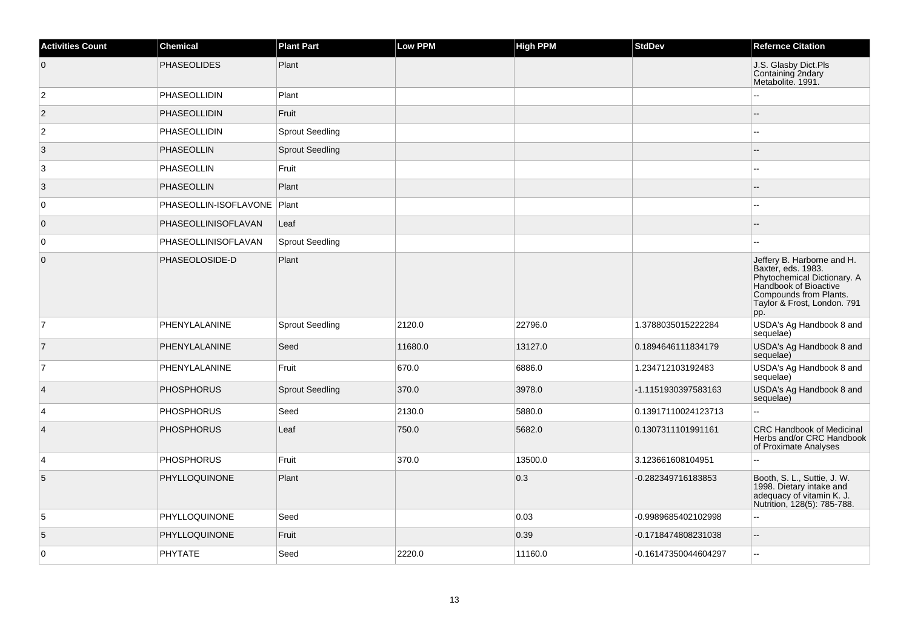| Activities Count | Chemical | Plant Part | Low PPM | High PPM | StdDev | Refernce Citation |
| --- | --- | --- | --- | --- | --- | --- |
| 0 | PHASEOLIDES | Plant | | | | J.S. Glasby Dict.Pls Containing 2ndary Metabolite. 1991. |
| 2 | PHASEOLLIDIN | Plant | | | | -- |
| 2 | PHASEOLLIDIN | Fruit | | | | -- |
| 2 | PHASEOLLIDIN | Sprout Seedling | | | | -- |
| 3 | PHASEOLLIN | Sprout Seedling | | | | -- |
| 3 | PHASEOLLIN | Fruit | | | | -- |
| 3 | PHASEOLLIN | Plant | | | | -- |
| 0 | PHASEOLLIN-ISOFLAVONE | Plant | | | | -- |
| 0 | PHASEOLLINISOFLAVAN | Leaf | | | | -- |
| 0 | PHASEOLLINISOFLAVAN | Sprout Seedling | | | | -- |
| 0 | PHASEOLOSIDE-D | Plant | | | | Jeffery B. Harborne and H. Baxter, eds. 1983. Phytochemical Dictionary. A Handbook of Bioactive Compounds from Plants. Taylor & Frost, London. 791 pp. |
| 7 | PHENYLALANINE | Sprout Seedling | 2120.0 | 22796.0 | 1.3788035015222284 | USDA's Ag Handbook 8 and sequelae) |
| 7 | PHENYLALANINE | Seed | 11680.0 | 13127.0 | 0.1894646111834179 | USDA's Ag Handbook 8 and sequelae) |
| 7 | PHENYLALANINE | Fruit | 670.0 | 6886.0 | 1.234712103192483 | USDA's Ag Handbook 8 and sequelae) |
| 4 | PHOSPHORUS | Sprout Seedling | 370.0 | 3978.0 | -1.1151930397583163 | USDA's Ag Handbook 8 and sequelae) |
| 4 | PHOSPHORUS | Seed | 2130.0 | 5880.0 | 0.13917110024123713 | -- |
| 4 | PHOSPHORUS | Leaf | 750.0 | 5682.0 | 0.1307311101991161 | CRC Handbook of Medicinal Herbs and/or CRC Handbook of Proximate Analyses |
| 4 | PHOSPHORUS | Fruit | 370.0 | 13500.0 | 3.123661608104951 | -- |
| 5 | PHYLLOQUINONE | Plant | | 0.3 | -0.282349716183853 | Booth, S. L., Suttie, J. W. 1998. Dietary intake and adequacy of vitamin K. J. Nutrition, 128(5): 785-788. |
| 5 | PHYLLOQUINONE | Seed | | 0.03 | -0.9989685402102998 | -- |
| 5 | PHYLLOQUINONE | Fruit | | 0.39 | -0.1718474808231038 | -- |
| 0 | PHYTATE | Seed | 2220.0 | 11160.0 | -0.16147350044604297 | -- |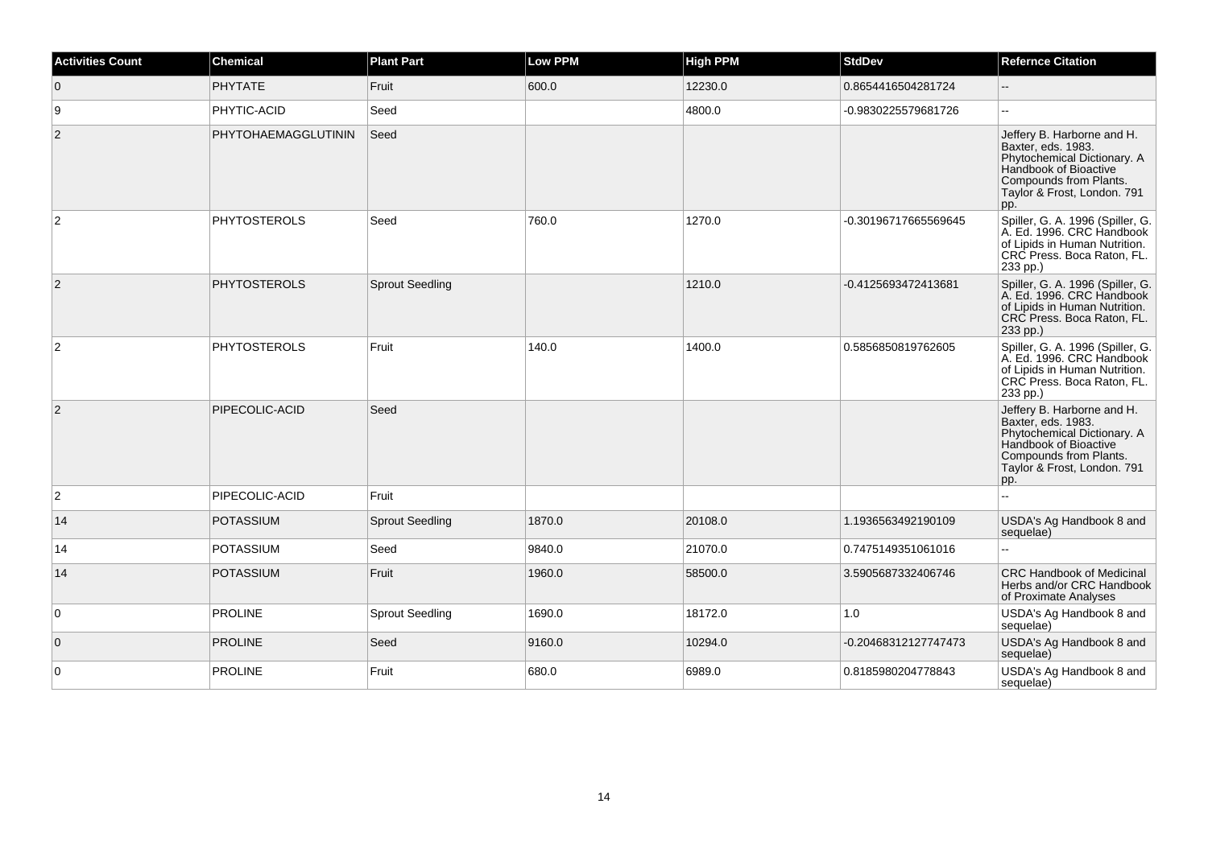| Activities Count | Chemical | Plant Part | Low PPM | High PPM | StdDev | Refernce Citation |
|---|---|---|---|---|---|---|
| 0 | PHYTATE | Fruit | 600.0 | 12230.0 | 0.8654416504281724 | -- |
| 9 | PHYTIC-ACID | Seed | | 4800.0 | -0.9830225579681726 | -- |
| 2 | PHYTOHAEMAGGLUTININ | Seed | | | | Jeffery B. Harborne and H. Baxter, eds. 1983. Phytochemical Dictionary. A Handbook of Bioactive Compounds from Plants. Taylor & Frost, London. 791 pp. |
| 2 | PHYTOSTEROLS | Seed | 760.0 | 1270.0 | -0.30196717665569645 | Spiller, G. A. 1996 (Spiller, G. A. Ed. 1996. CRC Handbook of Lipids in Human Nutrition. CRC Press. Boca Raton, FL. 233 pp.) |
| 2 | PHYTOSTEROLS | Sprout Seedling | | 1210.0 | -0.4125693472413681 | Spiller, G. A. 1996 (Spiller, G. A. Ed. 1996. CRC Handbook of Lipids in Human Nutrition. CRC Press. Boca Raton, FL. 233 pp.) |
| 2 | PHYTOSTEROLS | Fruit | 140.0 | 1400.0 | 0.5856850819762605 | Spiller, G. A. 1996 (Spiller, G. A. Ed. 1996. CRC Handbook of Lipids in Human Nutrition. CRC Press. Boca Raton, FL. 233 pp.) |
| 2 | PIPECOLIC-ACID | Seed | | | | Jeffery B. Harborne and H. Baxter, eds. 1983. Phytochemical Dictionary. A Handbook of Bioactive Compounds from Plants. Taylor & Frost, London. 791 pp. |
| 2 | PIPECOLIC-ACID | Fruit | | | | -- |
| 14 | POTASSIUM | Sprout Seedling | 1870.0 | 20108.0 | 1.1936563492190109 | USDA's Ag Handbook 8 and sequelae) |
| 14 | POTASSIUM | Seed | 9840.0 | 21070.0 | 0.7475149351061016 | -- |
| 14 | POTASSIUM | Fruit | 1960.0 | 58500.0 | 3.5905687332406746 | CRC Handbook of Medicinal Herbs and/or CRC Handbook of Proximate Analyses |
| 0 | PROLINE | Sprout Seedling | 1690.0 | 18172.0 | 1.0 | USDA's Ag Handbook 8 and sequelae) |
| 0 | PROLINE | Seed | 9160.0 | 10294.0 | -0.20468312127747473 | USDA's Ag Handbook 8 and sequelae) |
| 0 | PROLINE | Fruit | 680.0 | 6989.0 | 0.8185980204778843 | USDA's Ag Handbook 8 and sequelae) |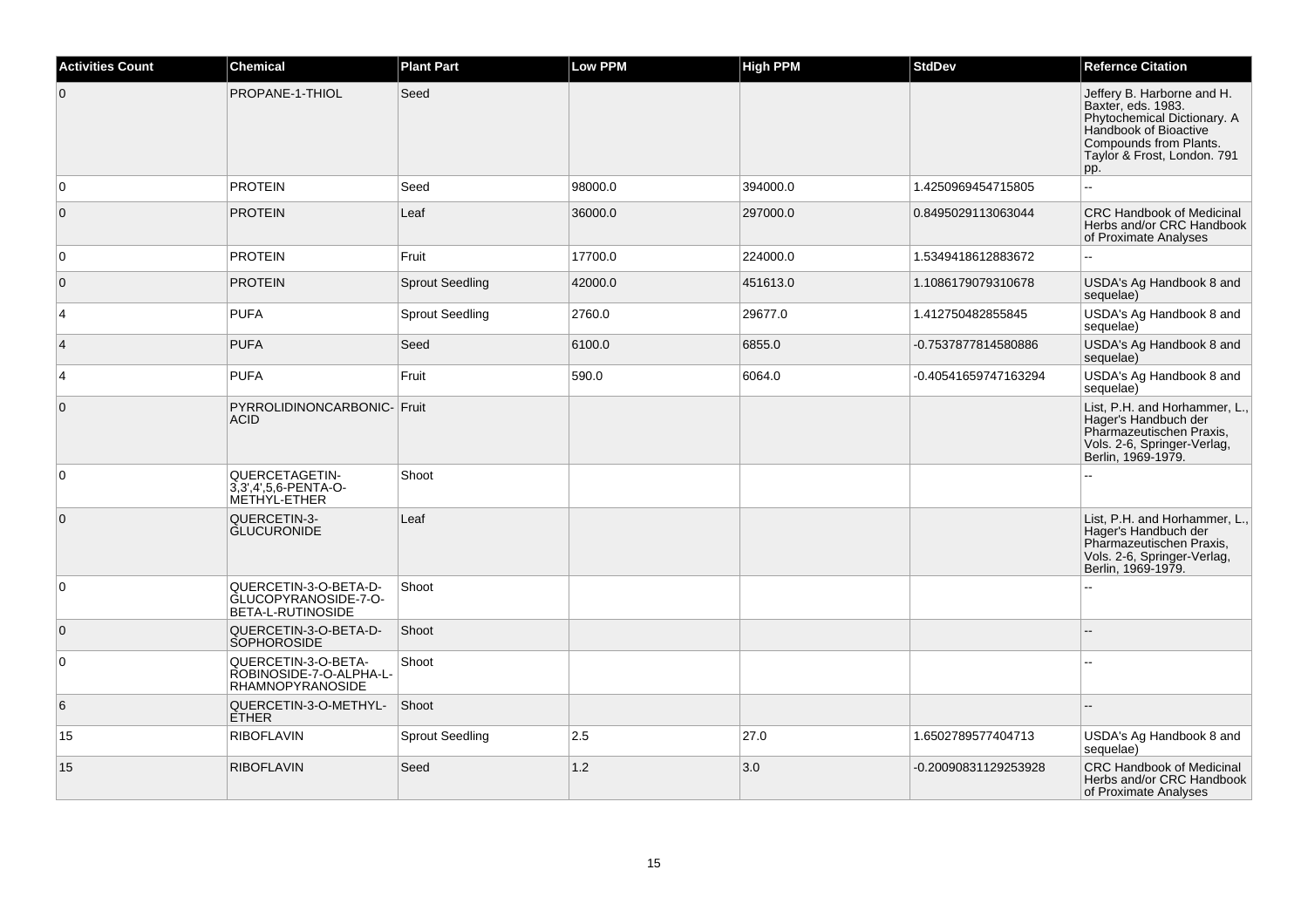| Activities Count | Chemical | Plant Part | Low PPM | High PPM | StdDev | Refernce Citation |
| --- | --- | --- | --- | --- | --- | --- |
| 0 | PROPANE-1-THIOL | Seed | | | | Jeffery B. Harborne and H. Baxter, eds. 1983. Phytochemical Dictionary. A Handbook of Bioactive Compounds from Plants. Taylor & Frost, London. 791 pp. |
| 0 | PROTEIN | Seed | 98000.0 | 394000.0 | 1.4250969454715805 | -- |
| 0 | PROTEIN | Leaf | 36000.0 | 297000.0 | 0.8495029113063044 | CRC Handbook of Medicinal Herbs and/or CRC Handbook of Proximate Analyses |
| 0 | PROTEIN | Fruit | 17700.0 | 224000.0 | 1.5349418612883672 | -- |
| 0 | PROTEIN | Sprout Seedling | 42000.0 | 451613.0 | 1.1086179079310678 | USDA's Ag Handbook 8 and sequelae) |
| 4 | PUFA | Sprout Seedling | 2760.0 | 29677.0 | 1.412750482855845 | USDA's Ag Handbook 8 and sequelae) |
| 4 | PUFA | Seed | 6100.0 | 6855.0 | -0.7537877814580886 | USDA's Ag Handbook 8 and sequelae) |
| 4 | PUFA | Fruit | 590.0 | 6064.0 | -0.40541659747163294 | USDA's Ag Handbook 8 and sequelae) |
| 0 | PYRROLIDINONCARBONIC-ACID | Fruit | | | | List, P.H. and Horhammer, L., Hager's Handbuch der Pharmazeutischen Praxis, Vols. 2-6, Springer-Verlag, Berlin, 1969-1979. |
| 0 | QUERCETAGETIN-3,3',4',5,6-PENTA-O-METHYL-ETHER | Shoot | | | | -- |
| 0 | QUERCETIN-3-GLUCURONIDE | Leaf | | | | List, P.H. and Horhammer, L., Hager's Handbuch der Pharmazeutischen Praxis, Vols. 2-6, Springer-Verlag, Berlin, 1969-1979. |
| 0 | QUERCETIN-3-O-BETA-D-GLUCOPYRANOSIDE-7-O-BETA-L-RUTINOSIDE | Shoot | | | | -- |
| 0 | QUERCETIN-3-O-BETA-D-SOPHOROSIDE | Shoot | | | | -- |
| 0 | QUERCETIN-3-O-BETA-ROBINOSIDE-7-O-ALPHA-L-RHAMNOPYRANOSIDE | Shoot | | | | -- |
| 6 | QUERCETIN-3-O-METHYL-ETHER | Shoot | | | | -- |
| 15 | RIBOFLAVIN | Sprout Seedling | 2.5 | 27.0 | 1.6502789577404713 | USDA's Ag Handbook 8 and sequelae) |
| 15 | RIBOFLAVIN | Seed | 1.2 | 3.0 | -0.20090831129253928 | CRC Handbook of Medicinal Herbs and/or CRC Handbook of Proximate Analyses |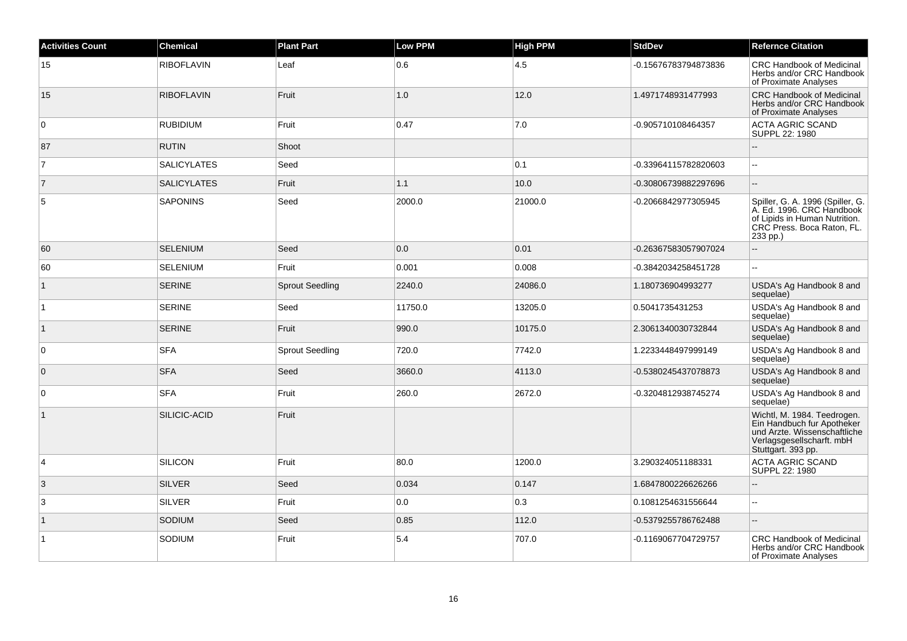| Activities Count | Chemical | Plant Part | Low PPM | High PPM | StdDev | Refernce Citation |
|---|---|---|---|---|---|---|
| 15 | RIBOFLAVIN | Leaf | 0.6 | 4.5 | -0.15676783794873836 | CRC Handbook of Medicinal Herbs and/or CRC Handbook of Proximate Analyses |
| 15 | RIBOFLAVIN | Fruit | 1.0 | 12.0 | 1.4971748931477993 | CRC Handbook of Medicinal Herbs and/or CRC Handbook of Proximate Analyses |
| 0 | RUBIDIUM | Fruit | 0.47 | 7.0 | -0.905710108464357 | ACTA AGRIC SCAND SUPPL 22: 1980 |
| 87 | RUTIN | Shoot | | | | -- |
| 7 | SALICYLATES | Seed | | 0.1 | -0.33964115782820603 | -- |
| 7 | SALICYLATES | Fruit | 1.1 | 10.0 | -0.30806739882297696 | -- |
| 5 | SAPONINS | Seed | 2000.0 | 21000.0 | -0.2066842977305945 | Spiller, G. A. 1996 (Spiller, G. A. Ed. 1996. CRC Handbook of Lipids in Human Nutrition. CRC Press. Boca Raton, FL. 233 pp.) |
| 60 | SELENIUM | Seed | 0.0 | 0.01 | -0.26367583057907024 | -- |
| 60 | SELENIUM | Fruit | 0.001 | 0.008 | -0.3842034258451728 | -- |
| 1 | SERINE | Sprout Seedling | 2240.0 | 24086.0 | 1.180736904993277 | USDA's Ag Handbook 8 and sequelae) |
| 1 | SERINE | Seed | 11750.0 | 13205.0 | 0.5041735431253 | USDA's Ag Handbook 8 and sequelae) |
| 1 | SERINE | Fruit | 990.0 | 10175.0 | 2.3061340030732844 | USDA's Ag Handbook 8 and sequelae) |
| 0 | SFA | Sprout Seedling | 720.0 | 7742.0 | 1.2233448497999149 | USDA's Ag Handbook 8 and sequelae) |
| 0 | SFA | Seed | 3660.0 | 4113.0 | -0.5380245437078873 | USDA's Ag Handbook 8 and sequelae) |
| 0 | SFA | Fruit | 260.0 | 2672.0 | -0.3204812938745274 | USDA's Ag Handbook 8 and sequelae) |
| 1 | SILICIC-ACID | Fruit | | | | Wichtl, M. 1984. Teedrogen. Ein Handbuch fur Apotheker und Arzte. Wissenschaftliche Verlagsgesellscharft. mbH Stuttgart. 393 pp. |
| 4 | SILICON | Fruit | 80.0 | 1200.0 | 3.290324051188331 | ACTA AGRIC SCAND SUPPL 22: 1980 |
| 3 | SILVER | Seed | 0.034 | 0.147 | 1.6847800226626266 | -- |
| 3 | SILVER | Fruit | 0.0 | 0.3 | 0.1081254631556644 | -- |
| 1 | SODIUM | Seed | 0.85 | 112.0 | -0.5379255786762488 | -- |
| 1 | SODIUM | Fruit | 5.4 | 707.0 | -0.1169067704729757 | CRC Handbook of Medicinal Herbs and/or CRC Handbook of Proximate Analyses |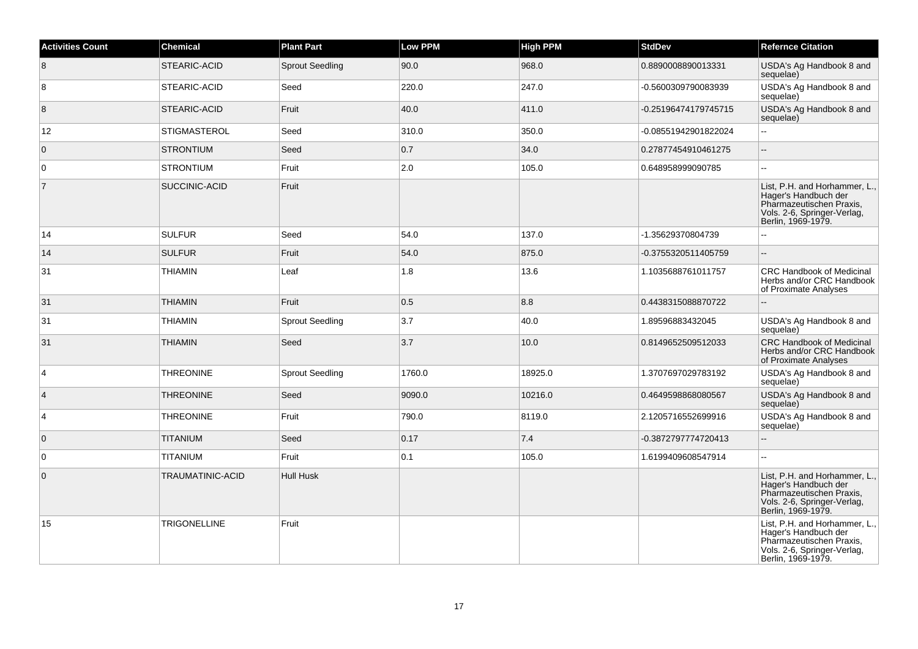| Activities Count | Chemical | Plant Part | Low PPM | High PPM | StdDev | Refernce Citation |
|---|---|---|---|---|---|---|
| 8 | STEARIC-ACID | Sprout Seedling | 90.0 | 968.0 | 0.8890008890013331 | USDA's Ag Handbook 8 and sequelae) |
| 8 | STEARIC-ACID | Seed | 220.0 | 247.0 | -0.5600309790083939 | USDA's Ag Handbook 8 and sequelae) |
| 8 | STEARIC-ACID | Fruit | 40.0 | 411.0 | -0.25196474179745715 | USDA's Ag Handbook 8 and sequelae) |
| 12 | STIGMASTEROL | Seed | 310.0 | 350.0 | -0.08551942901822024 | -- |
| 0 | STRONTIUM | Seed | 0.7 | 34.0 | 0.27877454910461275 | -- |
| 0 | STRONTIUM | Fruit | 2.0 | 105.0 | 0.648958999090785 | -- |
| 7 | SUCCINIC-ACID | Fruit | | | | List, P.H. and Horhammer, L., Hager's Handbuch der Pharmazeutischen Praxis, Vols. 2-6, Springer-Verlag, Berlin, 1969-1979. |
| 14 | SULFUR | Seed | 54.0 | 137.0 | -1.35629370804739 | -- |
| 14 | SULFUR | Fruit | 54.0 | 875.0 | -0.3755320511405759 | -- |
| 31 | THIAMIN | Leaf | 1.8 | 13.6 | 1.1035688761011757 | CRC Handbook of Medicinal Herbs and/or CRC Handbook of Proximate Analyses |
| 31 | THIAMIN | Fruit | 0.5 | 8.8 | 0.4438315088870722 | -- |
| 31 | THIAMIN | Sprout Seedling | 3.7 | 40.0 | 1.89596883432045 | USDA's Ag Handbook 8 and sequelae) |
| 31 | THIAMIN | Seed | 3.7 | 10.0 | 0.8149652509512033 | CRC Handbook of Medicinal Herbs and/or CRC Handbook of Proximate Analyses |
| 4 | THREONINE | Sprout Seedling | 1760.0 | 18925.0 | 1.3707697029783192 | USDA's Ag Handbook 8 and sequelae) |
| 4 | THREONINE | Seed | 9090.0 | 10216.0 | 0.4649598868080567 | USDA's Ag Handbook 8 and sequelae) |
| 4 | THREONINE | Fruit | 790.0 | 8119.0 | 2.1205716552699916 | USDA's Ag Handbook 8 and sequelae) |
| 0 | TITANIUM | Seed | 0.17 | 7.4 | -0.3872797774720413 | -- |
| 0 | TITANIUM | Fruit | 0.1 | 105.0 | 1.6199409608547914 | -- |
| 0 | TRAUMATINIC-ACID | Hull Husk | | | | List, P.H. and Horhammer, L., Hager's Handbuch der Pharmazeutischen Praxis, Vols. 2-6, Springer-Verlag, Berlin, 1969-1979. |
| 15 | TRIGONELLINE | Fruit | | | | List, P.H. and Horhammer, L., Hager's Handbuch der Pharmazeutischen Praxis, Vols. 2-6, Springer-Verlag, Berlin, 1969-1979. |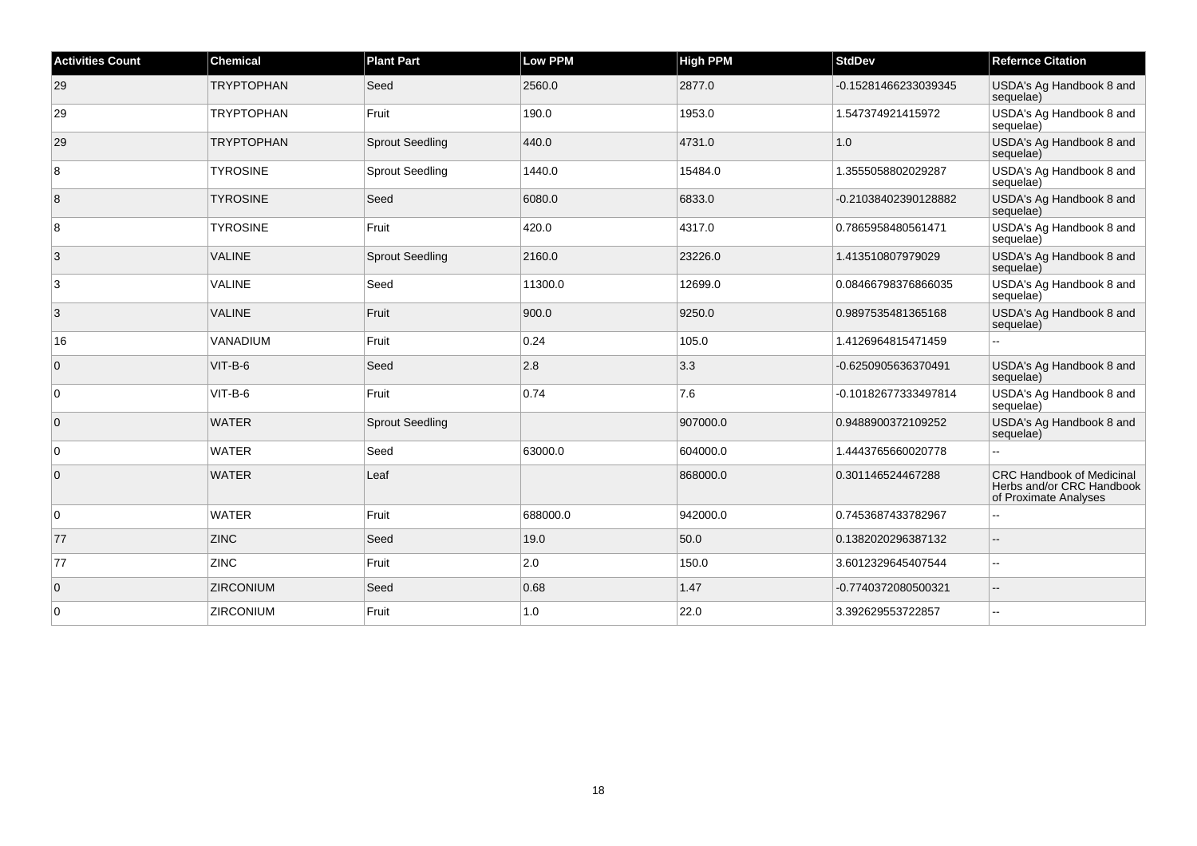| Activities Count | Chemical | Plant Part | Low PPM | High PPM | StdDev | Refernce Citation |
|---|---|---|---|---|---|---|
| 29 | TRYPTOPHAN | Seed | 2560.0 | 2877.0 | -0.15281466233039345 | USDA's Ag Handbook 8 and sequelae) |
| 29 | TRYPTOPHAN | Fruit | 190.0 | 1953.0 | 1.547374921415972 | USDA's Ag Handbook 8 and sequelae) |
| 29 | TRYPTOPHAN | Sprout Seedling | 440.0 | 4731.0 | 1.0 | USDA's Ag Handbook 8 and sequelae) |
| 8 | TYROSINE | Sprout Seedling | 1440.0 | 15484.0 | 1.3555058802029287 | USDA's Ag Handbook 8 and sequelae) |
| 8 | TYROSINE | Seed | 6080.0 | 6833.0 | -0.21038402390128882 | USDA's Ag Handbook 8 and sequelae) |
| 8 | TYROSINE | Fruit | 420.0 | 4317.0 | 0.7865958480561471 | USDA's Ag Handbook 8 and sequelae) |
| 3 | VALINE | Sprout Seedling | 2160.0 | 23226.0 | 1.413510807979029 | USDA's Ag Handbook 8 and sequelae) |
| 3 | VALINE | Seed | 11300.0 | 12699.0 | 0.08466798376866035 | USDA's Ag Handbook 8 and sequelae) |
| 3 | VALINE | Fruit | 900.0 | 9250.0 | 0.9897535481365168 | USDA's Ag Handbook 8 and sequelae) |
| 16 | VANADIUM | Fruit | 0.24 | 105.0 | 1.4126964815471459 | -- |
| 0 | VIT-B-6 | Seed | 2.8 | 3.3 | -0.6250905636370491 | USDA's Ag Handbook 8 and sequelae) |
| 0 | VIT-B-6 | Fruit | 0.74 | 7.6 | -0.10182677333497814 | USDA's Ag Handbook 8 and sequelae) |
| 0 | WATER | Sprout Seedling | | 907000.0 | 0.9488900372109252 | USDA's Ag Handbook 8 and sequelae) |
| 0 | WATER | Seed | 63000.0 | 604000.0 | 1.4443765660020778 | -- |
| 0 | WATER | Leaf | | 868000.0 | 0.301146524467288 | CRC Handbook of Medicinal Herbs and/or CRC Handbook of Proximate Analyses |
| 0 | WATER | Fruit | 688000.0 | 942000.0 | 0.7453687433782967 | -- |
| 77 | ZINC | Seed | 19.0 | 50.0 | 0.1382020296387132 | -- |
| 77 | ZINC | Fruit | 2.0 | 150.0 | 3.6012329645407544 | -- |
| 0 | ZIRCONIUM | Seed | 0.68 | 1.47 | -0.7740372080500321 | -- |
| 0 | ZIRCONIUM | Fruit | 1.0 | 22.0 | 3.392629553722857 | -- |